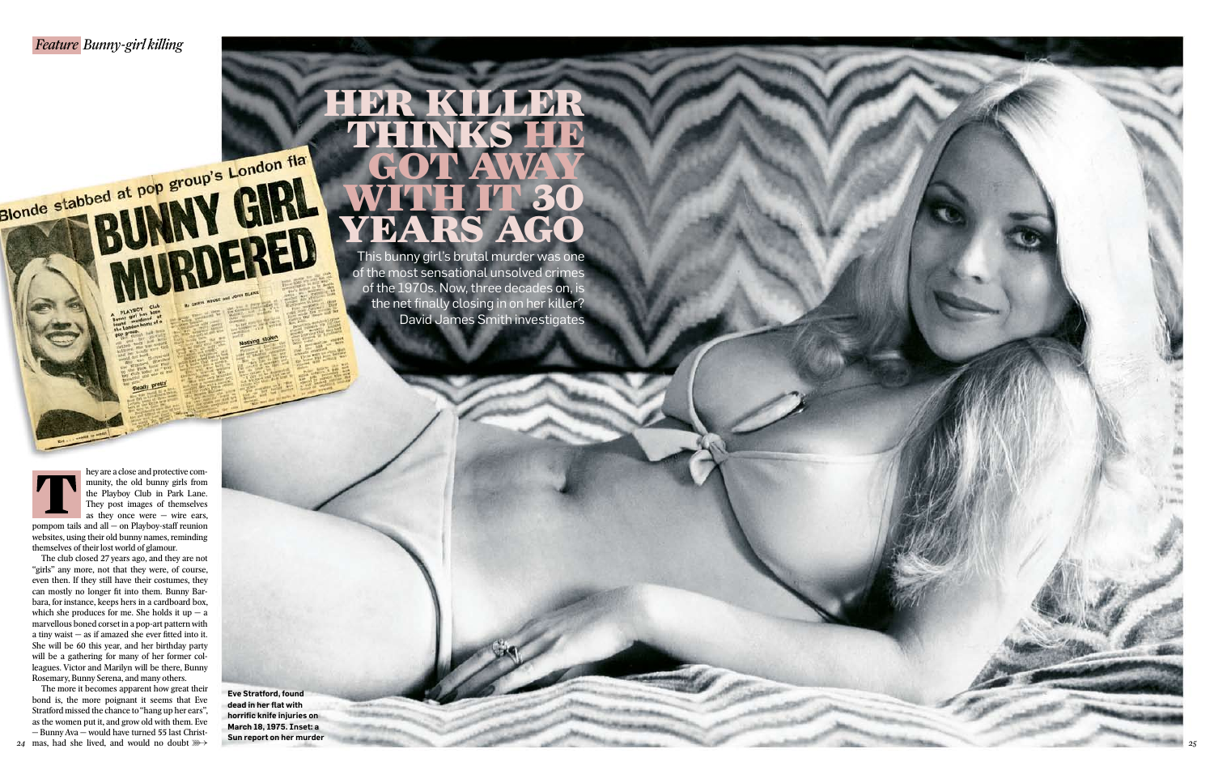*Feature* *Bunny-girl killing*

# HER KILLER THINKS HE GOT AWAY WITH IT 30 YEARS AGO

This bunny girl's brutal murder was one of the most sensational unsolved crimes of the 1970s. Now, three decades on, is the net finally closing in on her killer? David James Smith investigates

They are a close and protective community, the old bunny girls from the Playboy Club in Park Lane. They post images of themselves as they once were — wire ears, pompom tails and all — on Playboy-staff reunion websites, using their old bunny names, reminding themselves of their lost world of glamour.

The club closed 27 years ago, and they are not "girls" any more, not that they were, of course, even then. If they still have their costumes, they can mostly no longer fit into them. Bunny Barbara, for instance, keeps hers in a cardboard box, which she produces for me. She holds it up — a marvellous boned corset in a pop-art pattern with a tiny waist — as if amazed she ever fitted into it. She will be 60 this year, and her birthday party will be a gathering for many of her former colleagues. Victor and Marilyn will be there, Bunny Rosemary, Bunny Serena, and many others.

The more it becomes apparent how great their bond is, the more poignant it seems that Eve Stratford missed the chance to "hang up her ears", as the women put it, and grow old with them. Eve — Bunny Ava — would have turned 55 last Christmas, had she lived, and would no doubt »

**Eve Stratford, found dead in her flat with horrific knife injuries on March 18, 1975. Inset: a Sun report on her murder**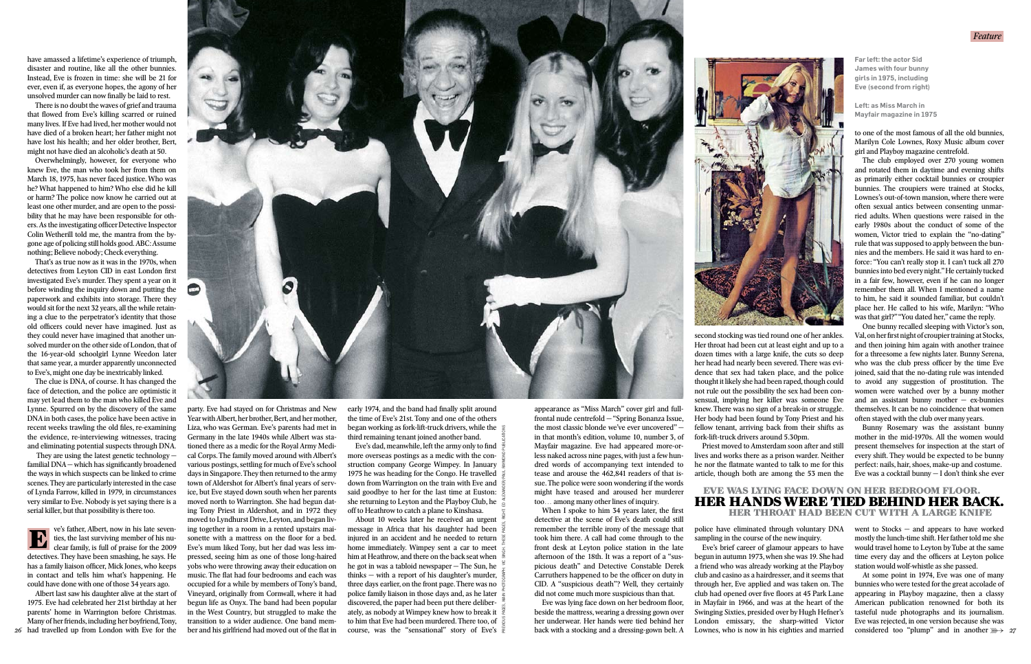have amassed a lifetime's experience of triumph, disaster and routine, like all the other bunnies. Instead, Eve is frozen in time: she will be 21 for ever, even if, as everyone hopes, the agony of her unsolved murder can now finally be laid to rest.

There is no doubt the waves of grief and trauma that flowed from Eve's killing scarred or ruined many lives. If Eve had lived, her mother would not have died of a broken heart; her father might not have lost his health; and her older brother, Bert, might not have died an alcoholic's death at 50.

Overwhelmingly, however, for everyone who knew Eve, the man who took her from them on March 18, 1975, has never faced justice. Who was he? What happened to him? Who else did he kill or harm? The police now know he carried out at least one other murder, and are open to the possibility that he may have been responsible for others. As the investigating officer Detective Inspector Colin Wetherill told me, the mantra from the bygone age of policing still holds good. ABC: Assume nothing; Believe nobody; Check everything.

That's as true now as it was in the 1970s, when detectives from Leyton CID in east London first investigated Eve's murder. They spent a year on it before winding the inquiry down and putting the paperwork and exhibits into storage. There they would sit for the next 32 years, all the while retaining a clue to the perpetrator's identity that those old officers could never have imagined. Just as they could never have imagined that another unsolved murder on the other side of London, that of the 16-year-old schoolgirl Lynne Weedon later that same year, a murder apparently unconnected to Eve's, might one day be inextricably linked.

The clue is DNA, of course. It has changed the face of detection, and the police are optimistic it may yet lead them to the man who killed Eve and Lynne. Spurred on by the discovery of the same DNA in both cases, the police have been active in recent weeks trawling the old files, re-examining the evidence, re-interviewing witnesses, tracing and eliminating potential suspects through DNA.

They are using the latest genetic technology — familial DNA — which has significantly broadened the ways in which suspects can be linked to crime scenes. They are particularly interested in the case of Lynda Farrow, killed in 1979, in circumstances very similar to Eve's. Nobody is yet saying there is a serial killer, but that possibility is there too.

Eve's father, Albert, now in his late seventies, the last surviving member of his nuclear family, is full of praise for the 2009 detectives. They have been smashing, he says. He has a family liaison officer, Mick Jones, who keeps in contact and tells him what's happening. He could have done with one of those 34 years ago.

Albert last saw his daughter alive at the start of 1975. Eve had celebrated her 21st birthday at her parents' home in Warrington before Christmas. Many of her friends, including her boyfriend, Tony, had travelled up from London with Eve for the party. Eve had stayed on for Christmas and New Year with Albert, her brother, Bert, and her mother, Liza, who was German. Eve's parents had met in Germany in the late 1940s while Albert was stationed there as a medic for the Royal Army Medical Corps. The family moved around with Albert's various postings, settling for much of Eve's school days in Singapore. They then returned to the army town of Aldershot for Albert's final years of service, but Eve stayed down south when her parents moved north to Warrington. She had begun dating Tony Priest in Aldershot, and in 1972 they moved to Lyndhurst Drive, Leyton, and began living together in a room in a rented upstairs maisonette with a mattress on the floor for a bed. Eve's mum liked Tony, but her dad was less impressed, seeing him as one of those long-haired yobs who were throwing away their education on music. The flat had four bedrooms and each was occupied for a while by members of Tony's band, Vineyard, originally from Cornwall, where it had begun life as Onyx. The band had been popular in the West Country, but struggled to make the transition to a wider audience. One band member and his girlfriend had moved out of the flat in early 1974, and the band had finally split around the time of Eve's 21st. Tony and one of the others began working as fork-lift-truck drivers, while the third remaining tenant joined another band.

Eve's dad, meanwhile, left the army only to find more overseas postings as a medic with the construction company George Wimpey. In January 1975 he was heading for the Congo. He travelled down from Warrington on the train with Eve and said goodbye to her for the last time at Euston: she returning to Leyton and the Playboy Club, he off to Heathrow to catch a plane to Kinshasa.

About 10 weeks later he received an urgent message in Africa that his daughter had been injured in an accident and he needed to return home immediately. Wimpey sent a car to meet him at Heathrow, and there on the back seat when he got in was a tabloid newspaper — The Sun, he thinks — with a report of his daughter's murder, three days earlier, on the front page. There was no police family liaison in those days, and as he later discovered, the paper had been put there deliberately, as nobody at Wimpey knew how to break it to him that Eve had been murdered. There too, of course, was the "sensational" story of Eve's appearance as "Miss March" cover girl and full-frontal nude centrefold — "Spring Bonanza Issue, the most classic blonde we've ever uncovered" — in that month's edition, volume 10, number 3, of Mayfair magazine. Eve had appeared more-or-less naked across nine pages, with just a few hundred words of accompanying text intended to tease and arouse the 462,841 readers of that issue. The police were soon wondering if the words might have teased and aroused her murderer too… among many other lines of inquiry.

When I spoke to him 34 years later, the first detective at the scene of Eve's death could still remember the terrible irony of the message that took him there. A call had come through to the front desk at Leyton police station in the late afternoon of the 18th. It was a report of a "suspicious death" and Detective Constable Derek Carruthers happened to be the officer on duty in CID. A "suspicious death"? Well, they certainly did not come much more suspicious than that.

Eve was lying face down on her bedroom floor, beside the mattress, wearing a dressing gown over her underwear. Her hands were tied behind her back with a stocking and a dressing-gown belt. A second stocking was tied round one of her ankles. Her throat had been cut at least eight and up to a dozen times with a large knife, the cuts so deep her head had nearly been severed. There was evidence that sex had taken place, and the police thought it likely she had been raped, though could not rule out the possibility the sex had been consensual, implying her killer was someone Eve knew. There was no sign of a break-in or struggle. Her body had been found by Tony Priest and his fellow tenant, arriving back from their shifts as fork-lift-truck drivers around 5.30pm.

Priest moved to Amsterdam soon after and still lives and works there as a prison warder. Neither he nor the flatmate wanted to talk to me for this article, though both are among the 53 men the police have eliminated through voluntary DNA sampling in the course of the new inquiry.

## EVE WAS LYING FACE DOWN ON HER BEDROOM FLOOR. HER HANDS WERE TIED BEHIND HER BACK. HER THROAT HAD BEEN CUT WITH A LARGE KNIFE

Eve's brief career of glamour appears to have begun in autumn 1973, when she was 19. She had a friend who was already working at the Playboy club and casino as a hairdresser, and it seems that through her, Eve applied and was taken on. The club had opened over five floors at 45 Park Lane in Mayfair in 1966, and was at the heart of the Swinging Sixties, presided over by Hugh Hefner's London emissary, the sharp-witted Victor Lownes, who is now in his eighties and married to one of the most famous of all the old bunnies, Marilyn Cole Lownes, Roxy Music album cover girl and Playboy magazine centrefold.

The club employed over 270 young women and rotated them in daytime and evening shifts as primarily either cocktail bunnies or croupier bunnies. The croupiers were trained at Stocks, Lownes's out-of-town mansion, where there were often sexual antics between consenting unmarried adults. When questions were raised in the early 1980s about the conduct of some of the women, Victor tried to explain the "no-dating" rule that was supposed to apply between the bunnies and the members. He said it was hard to enforce: "You can't really stop it. I can't tuck all 270 bunnies into bed every night." He certainly tucked in a fair few, however, even if he can no longer remember them all. When I mentioned a name to him, he said it sounded familiar, but couldn't place her. He called to his wife, Marilyn: "Who was that girl?" "You dated her," came the reply.

One bunny recalled sleeping with Victor's son, Val, on her first night of croupier training at Stocks, and then joining him again with another trainee for a threesome a few nights later. Bunny Serena, who was the club press officer by the time Eve joined, said that the no-dating rule was intended to avoid any suggestion of prostitution. The women were watched over by a bunny mother and an assistant bunny mother — ex-bunnies themselves. It can be no coincidence that women often stayed with the club over many years.

Bunny Rosemary was the assistant bunny mother in the mid-1970s. All the women would present themselves for inspection at the start of every shift. They would be expected to be bunny perfect: nails, hair, shoes, make-up and costume. Eve was a cocktail bunny — I don't think she ever went to Stocks — and appears to have worked mostly the lunch-time shift. Her father told me she would travel home to Leyton by Tube at the same time every day and the officers at Leyton police station would wolf-whistle as she passed.

At some point in 1974, Eve was one of many bunnies who were tested for the great accolade of appearing in Playboy magazine, then a classy American publication renowned for both its tasteful nude photographs and its journalism. Eve was rejected, in one version because she was considered too "plump" and in another

Far left: the actor Sid James with four bunny girls in 1975, including Eve (second from right)

Left: as Miss March in Mayfair magazine in 1975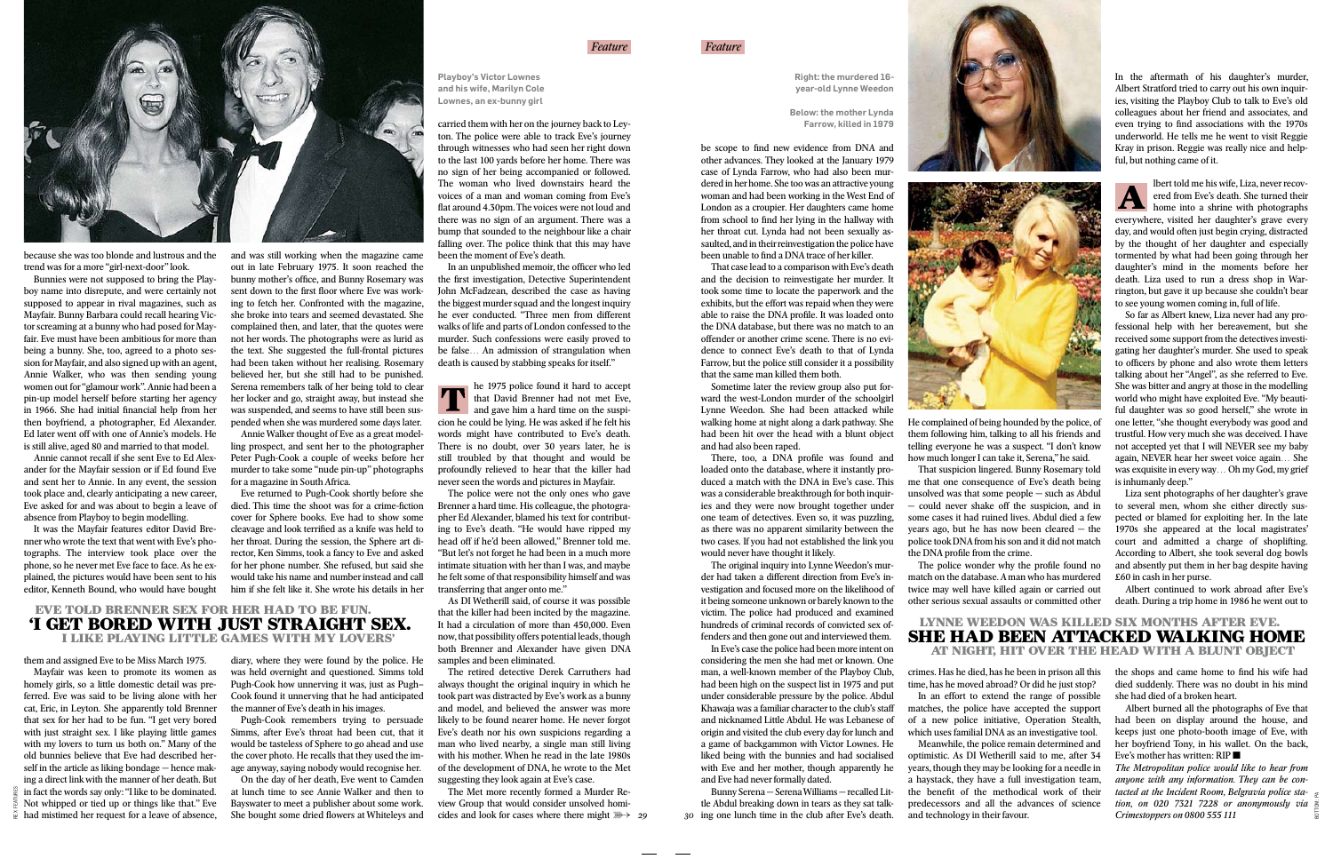Playboy's Victor Lownes and his wife, Marilyn Cole Lownes, an ex-bunny girl

because she was too blonde and lustrous and the trend was for a more "girl-next-door" look.

Bunnies were not supposed to bring the Playboy name into disrepute, and were certainly not supposed to appear in rival magazines, such as Mayfair. Bunny Barbara could recall hearing Victor screaming at a bunny who had posed for Mayfair. Eve must have been ambitious for more than being a bunny. She, too, agreed to a photo session for Mayfair, and also signed up with an agent, Annie Walker, who was then sending young women out for "glamour work". Annie had been a pin-up model herself before starting her agency in 1966. She had initial financial help from her then boyfriend, a photographer, Ed Alexander. Ed later went off with one of Annie's models. He is still alive, aged 80 and married to that model.

Annie cannot recall if she sent Eve to Ed Alexander for the Mayfair session or if Ed found Eve and sent her to Annie. In any event, the session took place and, clearly anticipating a new career, Eve asked for and was about to begin a leave of absence from Playboy to begin modelling.

It was the Mayfair features editor David Brenner who wrote the text that went with Eve's photographs. The interview took place over the phone, so he never met Eve face to face. As he explained, the pictures would have been sent to his editor, Kenneth Bound, who would have bought and was still working when the magazine came out in late February 1975. It soon reached the bunny mother's office, and Bunny Rosemary was sent down to the first floor where Eve was working to fetch her. Confronted with the magazine, she broke into tears and seemed devastated. She complained then, and later, that the quotes were not her words. The photographs were as lurid as the text. She suggested the full-frontal pictures had been taken without her realising. Rosemary believed her, but she still had to be punished. Serena remembers talk of her being told to clear her locker and go, straight away, but instead she was suspended, and seems to have still been suspended when she was murdered some days later.

Annie Walker thought of Eve as a great modelling prospect, and sent her to the photographer Peter Pugh-Cook a couple of weeks before her murder to take some "nude pin-up" photographs for a magazine in South Africa.

Eve returned to Pugh-Cook shortly before she died. This time the shoot was for a crime-fiction cover for Sphere books. Eve had to show some cleavage and look terrified as a knife was held to her throat. During the session, the Sphere art director, Ken Simms, took a fancy to Eve and asked for her phone number. She refused, but said she would take his name and number instead and call him if she felt like it. She wrote his details in her

## EVE TOLD BRENNER SEX FOR HER HAD TO BE FUN. 'I GET BORED WITH JUST STRAIGHT SEX. I LIKE PLAYING LITTLE GAMES WITH MY LOVERS'

them and assigned Eve to be Miss March 1975.

Mayfair was keen to promote its women as homely girls, so a little domestic detail was preferred. Eve was said to be living alone with her cat, Eric, in Leyton. She apparently told Brenner that sex for her had to be fun. "I get very bored with just straight sex. I like playing little games with my lovers to turn us both on." Many of the old bunnies believe that Eve had described herself in the article as liking bondage — hence making a direct link with the manner of her death. But in fact the words say only: "I like to be dominated. Not whipped or tied up or things like that." Eve had mistimed her request for a leave of absence,

diary, where they were found by the police. He was held overnight and questioned. Simms told Pugh-Cook how unnerving it was, just as Pugh-Cook found it unnerving that he had anticipated the manner of Eve's death in his images.

Pugh-Cook remembers trying to persuade Simms, after Eve's throat had been cut, that it would be tasteless of Sphere to go ahead and use the cover photo. He recalls that they used the image anyway, saying nobody would recognise her.

On the day of her death, Eve went to Camden at lunch time to see Annie Walker and then to Bayswater to meet a publisher about some work. She bought some dried flowers at Whiteleys and carried them with her on the journey back to Leyton. The police were able to track Eve's journey through witnesses who had seen her right down to the last 100 yards before her home. There was no sign of her being accompanied or followed. The woman who lived downstairs heard the voices of a man and woman coming from Eve's flat around 4.30pm. The voices were not loud and there was no sign of an argument. There was a bump that sounded to the neighbour like a chair falling over. The police think that this may have been the moment of Eve's death.

In an unpublished memoir, the officer who led the first investigation, Detective Superintendent John McFadzean, described the case as having the biggest murder squad and the longest inquiry he ever conducted. "Three men from different walks of life and parts of London confessed to the murder. Such confessions were easily proved to be false… An admission of strangulation when death is caused by stabbing speaks for itself."

The 1975 police found it hard to accept that David Brenner had not met Eve, and gave him a hard time on the suspicion he could be lying. He was asked if he felt his words might have contributed to Eve's death. There is no doubt, over 30 years later, he is still troubled by that thought and would be profoundly relieved to hear that the killer had never seen the words and pictures in Mayfair.

The police were not the only ones who gave Brenner a hard time. His colleague, the photographer Ed Alexander, blamed his text for contributing to Eve's death. "He would have ripped my head off if he'd been allowed," Brenner told me. "But let's not forget he had been in a much more intimate situation with her than I was, and maybe he felt some of that responsibility himself and was transferring that anger onto me."

As DI Wetherill said, of course it was possible that the killer had been incited by the magazine. It had a circulation of more than 450,000. Even now, that possibility offers potential leads, though both Brenner and Alexander have given DNA samples and been eliminated.

The retired detective Derek Carruthers had always thought the original inquiry in which he took part was distracted by Eve's work as a bunny and model, and believed the answer was more likely to be found nearer home. He never forgot Eve's death nor his own suspicions regarding a man who lived nearby, a single man still living with his mother. When he read in the late 1980s of the development of DNA, he wrote to the Met suggesting they look again at Eve's case.

The Met more recently formed a Murder Review Group that would consider unsolved homicides and look for cases where there might be scope to find new evidence from DNA and other advances. They looked at the January 1979 case of Lynda Farrow, who had also been murdered in her home. She too was an attractive young woman and had been working in the West End of London as a croupier. Her daughters came home from school to find her lying in the hallway with her throat cut. Lynda had not been sexually assaulted, and in their reinvestigation the police have been unable to find a DNA trace of her killer.

That case lead to a comparison with Eve's death and the decision to reinvestigate her murder. It took some time to locate the paperwork and the exhibits, but the effort was repaid when they were able to raise the DNA profile. It was loaded onto the DNA database, but there was no match to an offender or another crime scene. There is no evidence to connect Eve's death to that of Lynda Farrow, but the police still consider it a possibility that the same man killed them both.

Sometime later the review group also put forward the west-London murder of the schoolgirl Lynne Weedon. She had been attacked while walking home at night along a dark pathway. She had been hit over the head with a blunt object and had also been raped.

There, too, a DNA profile was found and loaded onto the database, where it instantly produced a match with the DNA in Eve's case. This was a considerable breakthrough for both inquiries and they were now brought together under one team of detectives. Even so, it was puzzling, as there was no apparent similarity between the two cases. If you had not established the link you would never have thought it likely.

The original inquiry into Lynne Weedon's murder had taken a different direction from Eve's investigation and focused more on the likelihood of it being someone unknown or barely known to the victim. The police had produced and examined hundreds of criminal records of convicted sex offenders and then gone out and interviewed them.

In Eve's case the police had been more intent on considering the men she had met or known. One man, a well-known member of the Playboy Club, had been high on the suspect list in 1975 and put under considerable pressure by the police. Abdul Khawaja was a familiar character to the club's staff and nicknamed Little Abdul. He was Lebanese of origin and visited the club every day for lunch and a game of backgammon with Victor Lownes. He liked being with the bunnies and had socialised with Eve and her mother, though apparently he and Eve had never formally dated.

Bunny Serena — Serena Williams — recalled Little Abdul breaking down in tears as they sat talking one lunch time in the club after Eve's death.

Right: the murdered 16-year-old Lynne Weedon

Below: the mother Lynda Farrow, killed in 1979

He complained of being hounded by the police, of them following him, talking to all his friends and telling everyone he was a suspect. "I don't know how much longer I can take it, Serena," he said.

That suspicion lingered. Bunny Rosemary told me that one consequence of Eve's death being unsolved was that some people — such as Abdul — could never shake off the suspicion, and in some cases it had ruined lives. Abdul died a few years ago, but he has now been cleared — the police took DNA from his son and it did not match the DNA profile from the crime.

The police wonder why the profile found no match on the database. A man who has murdered twice may well have killed again or carried out other serious sexual assaults or committed other

## LYNNE WEEDON WAS KILLED SIX MONTHS AFTER EVE. SHE HAD BEEN ATTACKED WALKING HOME AT NIGHT, HIT OVER THE HEAD WITH A BLUNT OBJECT

crimes. Has he died, has he been in prison all this time, has he moved abroad? Or did he just stop?

In an effort to extend the range of possible matches, the police have accepted the support of a new police initiative, Operation Stealth, which uses familial DNA as an investigative tool.

Meanwhile, the police remain determined and optimistic. As DI Wetherill said to me, after 34 years, though they may be looking for a needle in a haystack, they have a full investigation team, the benefit of the methodical work of their predecessors and all the advances of science and technology in their favour.

In the aftermath of his daughter's murder, Albert Stratford tried to carry out his own inquiries, visiting the Playboy Club to talk to Eve's old colleagues about her friend and associates, and even trying to find associations with the 1970s underworld. He tells me he went to visit Reggie Kray in prison. Reggie was really nice and helpful, but nothing came of it.

Albert told me his wife, Liza, never recovered from Eve's death. She turned their home into a shrine with photographs everywhere, visited her daughter's grave every day, and would often just begin crying, distracted by the thought of her daughter and especially tormented by what had been going through her daughter's mind in the moments before her death. Liza used to run a dress shop in Warrington, but gave it up because she couldn't bear to see young women coming in, full of life.

So far as Albert knew, Liza never had any professional help with her bereavement, but she received some support from the detectives investigating her daughter's murder. She used to speak to officers by phone and also wrote them letters talking about her "Angel", as she referred to Eve. She was bitter and angry at those in the modelling world who might have exploited Eve. "My beautiful daughter was so good herself," she wrote in one letter, "she thought everybody was good and trustful. How very much she was deceived. I have not accepted yet that I will NEVER see my baby again, NEVER hear her sweet voice again… She was exquisite in every way… Oh my God, my grief is inhumanly deep."

Liza sent photographs of her daughter's grave to several men, whom she either directly suspected or blamed for exploiting her. In the late 1970s she appeared at the local magistrates' court and admitted a charge of shoplifting. According to Albert, she took several dog bowls and absently put them in her bag despite having £60 in cash in her purse.

Albert continued to work abroad after Eve's death. During a trip home in 1986 he went out to the shops and came home to find his wife had died suddenly. There was no doubt in his mind she had died of a broken heart.

Albert burned all the photographs of Eve that had been on display around the house, and keeps just one photo-booth image of Eve, with her boyfriend Tony, in his wallet. On the back, Eve's mother has written: RIP ■

*The Metropolitan police would like to hear from anyone with any information. They can be contacted at the Incident Room, Belgravia police station, on 020 7321 7228 or anonymously via Crimestoppers on 0800 555 111*